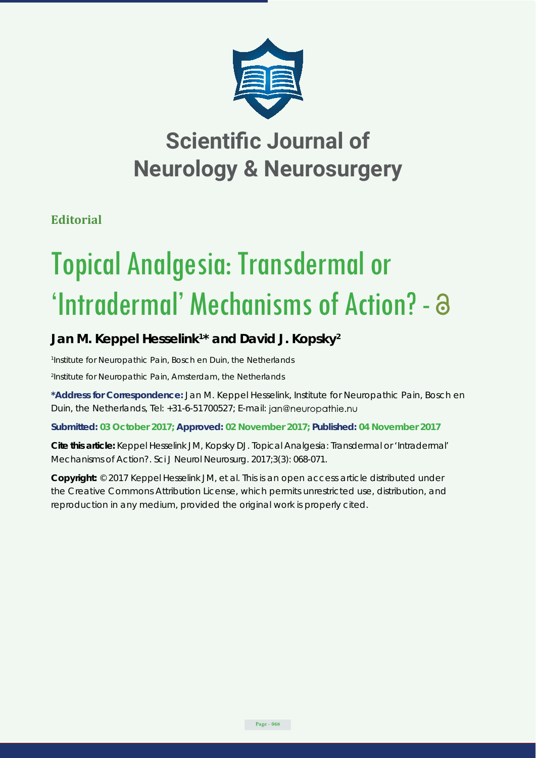# Scientific Journal of Neurology & Neurosurgery

**Editorial**

# Topical Analgesia: Transdermal or 'Intradermal' Mechanisms of Action?

## Jan M. Keppel Hesselink[1]* and David J. Kopsky[2]

[1]Institute for Neuropathic Pain, Bosch en Duin, the Netherlands

[2]Institute for Neuropathic Pain, Amsterdam, the Netherlands

**\*Address for Correspondence:** Jan M. Keppel Hesselink, Institute for Neuropathic Pain, Bosch en Duin, the Netherlands, Tel: +31-6-51700527; E-mail: jan@neuropathie.nu

**Submitted: 03 October 2017; Approved: 02 November 2017; Published: 04 November 2017**

**Cite this article:** Keppel Hesselink JM, Kopsky DJ. Topical Analgesia: Transdermal or 'Intradermal' Mechanisms of Action?. Sci J Neurol Neurosurg. 2017;3(3): 068-071.

**Copyright:** © 2017 Keppel Hesselink JM, et al. This is an open access article distributed under the Creative Commons Attribution License, which permits unrestricted use, distribution, and reproduction in any medium, provided the original work is properly cited.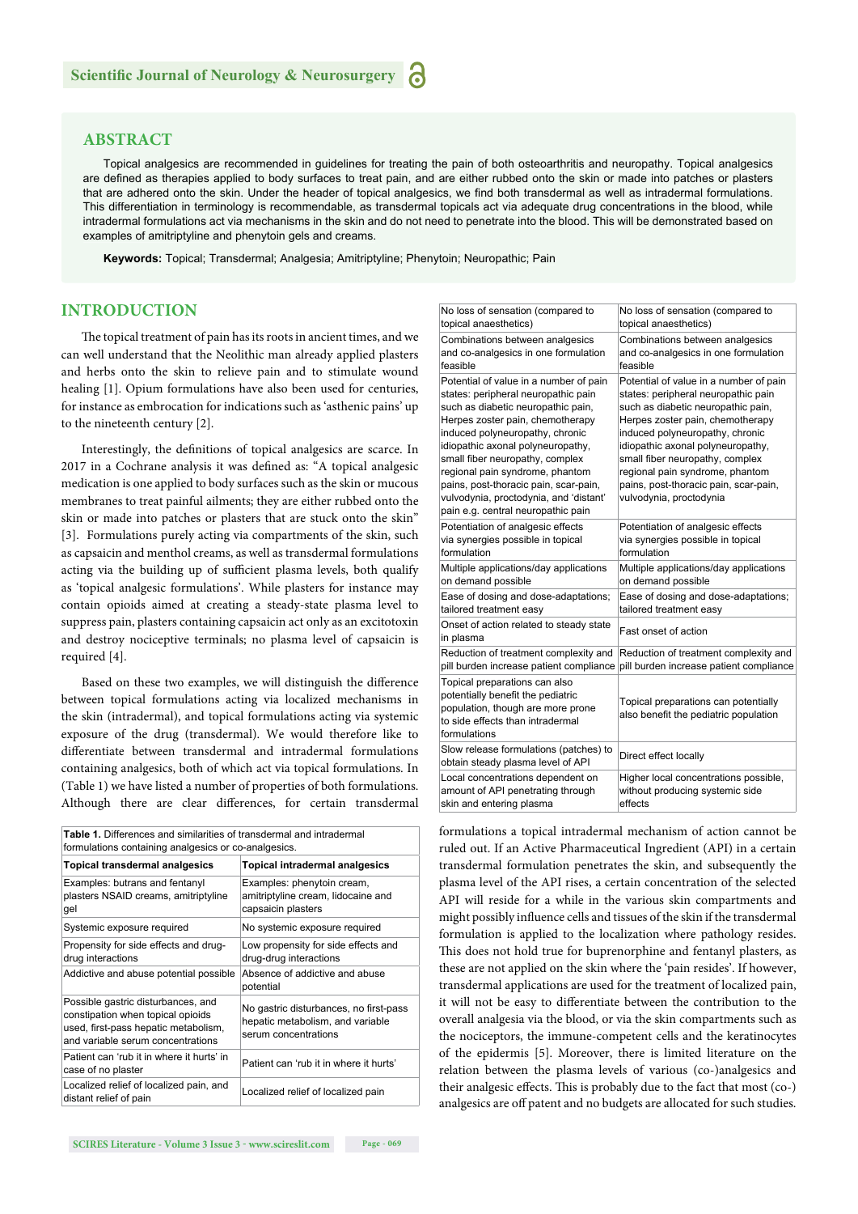## ABSTRACT

Topical analgesics are recommended in guidelines for treating the pain of both osteoarthritis and neuropathy. Topical analgesics are defined as therapies applied to body surfaces to treat pain, and are either rubbed onto the skin or made into patches or plasters that are adhered onto the skin. Under the header of topical analgesics, we find both transdermal as well as intradermal formulations. This differentiation in terminology is recommendable, as transdermal topicals act via adequate drug concentrations in the blood, while intradermal formulations act via mechanisms in the skin and do not need to penetrate into the blood. This will be demonstrated based on examples of amitriptyline and phenytoin gels and creams.

**Keywords:** Topical; Transdermal; Analgesia; Amitriptyline; Phenytoin; Neuropathic; Pain

## INTRODUCTION

The topical treatment of pain has its roots in ancient times, and we can well understand that the Neolithic man already applied plasters and herbs onto the skin to relieve pain and to stimulate wound healing [1]. Opium formulations have also been used for centuries, for instance as embrocation for indications such as 'asthenic pains' up to the nineteenth century [2].

Interestingly, the definitions of topical analgesics are scarce. In 2017 in a Cochrane analysis it was defined as: "A topical analgesic medication is one applied to body surfaces such as the skin or mucous membranes to treat painful ailments; they are either rubbed onto the skin or made into patches or plasters that are stuck onto the skin" [3]. Formulations purely acting via compartments of the skin, such as capsaicin and menthol creams, as well as transdermal formulations acting via the building up of sufficient plasma levels, both qualify as 'topical analgesic formulations'. While plasters for instance may contain opioids aimed at creating a steady-state plasma level to suppress pain, plasters containing capsaicin act only as an excitotoxin and destroy nociceptive terminals; no plasma level of capsaicin is required [4].

Based on these two examples, we will distinguish the difference between topical formulations acting via localized mechanisms in the skin (intradermal), and topical formulations acting via systemic exposure of the drug (transdermal). We would therefore like to differentiate between transdermal and intradermal formulations containing analgesics, both of which act via topical formulations. In (Table 1) we have listed a number of properties of both formulations. Although there are clear differences, for certain transdermal formulations a topical intradermal mechanism of action cannot be ruled out. If an Active Pharmaceutical Ingredient (API) in a certain transdermal formulation penetrates the skin, and subsequently the plasma level of the API rises, a certain concentration of the selected API will reside for a while in the various skin compartments and might possibly influence cells and tissues of the skin if the transdermal formulation is applied to the localization where pathology resides. This does not hold true for buprenorphine and fentanyl plasters, as these are not applied on the skin where the 'pain resides'. If however, transdermal applications are used for the treatment of localized pain, it will not be easy to differentiate between the contribution to the overall analgesia via the blood, or via the skin compartments such as the nociceptors, the immune-competent cells and the keratinocytes of the epidermis [5]. Moreover, there is limited literature on the relation between the plasma levels of various (co-)analgesics and their analgesic effects. This is probably due to the fact that most (co-) analgesics are off patent and no budgets are allocated for such studies.

**Table 1.** Differences and similarities of transdermal and intradermal formulations containing analgesics or co-analgesics.

| Topical transdermal analgesics | Topical intradermal analgesics |
|---|---|
| Examples: butrans and fentanyl plasters NSAID creams, amitriptyline gel | Examples: phenytoin cream, amitriptyline cream, lidocaine and capsaicin plasters |
| Systemic exposure required | No systemic exposure required |
| Propensity for side effects and drug-drug interactions | Low propensity for side effects and drug-drug interactions |
| Addictive and abuse potential possible | Absence of addictive and abuse potential |
| Possible gastric disturbances, and constipation when topical opioids used, first-pass hepatic metabolism, and variable serum concentrations | No gastric disturbances, no first-pass hepatic metabolism, and variable serum concentrations |
| Patient can 'rub it in where it hurts' in case of no plaster | Patient can 'rub it in where it hurts' |
| Localized relief of localized pain, and distant relief of pain | Localized relief of localized pain |
| No loss of sensation (compared to topical anaesthetics) | No loss of sensation (compared to topical anaesthetics) |
| Combinations between analgesics and co-analgesics in one formulation feasible | Combinations between analgesics and co-analgesics in one formulation feasible |
| Potential of value in a number of pain states: peripheral neuropathic pain such as diabetic neuropathic pain, Herpes zoster pain, chemotherapy induced polyneuropathy, chronic idiopathic axonal polyneuropathy, small fiber neuropathy, complex regional pain syndrome, phantom pains, post-thoracic pain, scar-pain, vulvodynia, proctodynia, and 'distant' pain e.g. central neuropathic pain | Potential of value in a number of pain states: peripheral neuropathic pain such as diabetic neuropathic pain, Herpes zoster pain, chemotherapy induced polyneuropathy, chronic idiopathic axonal polyneuropathy, small fiber neuropathy, complex regional pain syndrome, phantom pains, post-thoracic pain, scar-pain, vulvodynia, proctodynia |
| Potentiation of analgesic effects via synergies possible in topical formulation | Potentiation of analgesic effects via synergies possible in topical formulation |
| Multiple applications/day applications on demand possible | Multiple applications/day applications on demand possible |
| Ease of dosing and dose-adaptations; tailored treatment easy | Ease of dosing and dose-adaptations; tailored treatment easy |
| Onset of action related to steady state in plasma | Fast onset of action |
| Reduction of treatment complexity and pill burden increase patient compliance | Reduction of treatment complexity and pill burden increase patient compliance |
| Topical preparations can also potentially benefit the pediatric population, though are more prone to side effects than intradermal formulations | Topical preparations can potentially also benefit the pediatric population |
| Slow release formulations (patches) to obtain steady plasma level of API | Direct effect locally |
| Local concentrations dependent on amount of API penetrating through skin and entering plasma | Higher local concentrations possible, without producing systemic side effects |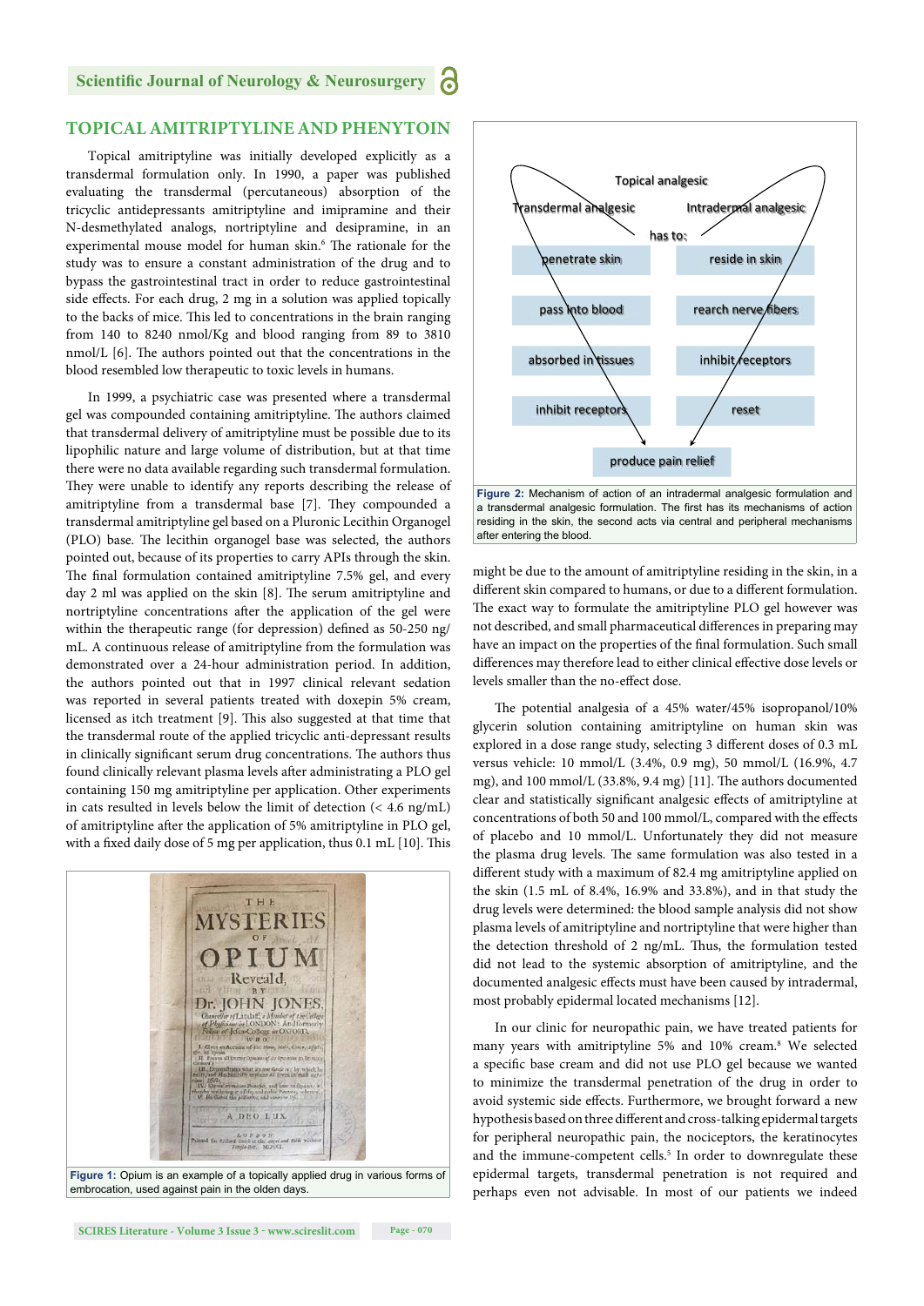## TOPICAL AMITRIPTYLINE AND PHENYTOIN

Topical amitriptyline was initially developed explicitly as a transdermal formulation only. In 1990, a paper was published evaluating the transdermal (percutaneous) absorption of the tricyclic antidepressants amitriptyline and imipramine and their N-desmethylated analogs, nortriptyline and desipramine, in an experimental mouse model for human skin.[6] The rationale for the study was to ensure a constant administration of the drug and to bypass the gastrointestinal tract in order to reduce gastrointestinal side effects. For each drug, 2 mg in a solution was applied topically to the backs of mice. This led to concentrations in the brain ranging from 140 to 8240 nmol/Kg and blood ranging from 89 to 3810 nmol/L [6]. The authors pointed out that the concentrations in the blood resembled low therapeutic to toxic levels in humans.

In 1999, a psychiatric case was presented where a transdermal gel was compounded containing amitriptyline. The authors claimed that transdermal delivery of amitriptyline must be possible due to its lipophilic nature and large volume of distribution, but at that time there were no data available regarding such transdermal formulation. They were unable to identify any reports describing the release of amitriptyline from a transdermal base [7]. They compounded a transdermal amitriptyline gel based on a Pluronic Lecithin Organogel (PLO) base. The lecithin organogel base was selected, the authors pointed out, because of its properties to carry APIs through the skin. The final formulation contained amitriptyline 7.5% gel, and every day 2 ml was applied on the skin [8]. The serum amitriptyline and nortriptyline concentrations after the application of the gel were within the therapeutic range (for depression) defined as 50-250 ng/mL. A continuous release of amitriptyline from the formulation was demonstrated over a 24-hour administration period. In addition, the authors pointed out that in 1997 clinical relevant sedation was reported in several patients treated with doxepin 5% cream, licensed as itch treatment [9]. This also suggested at that time that the transdermal route of the applied tricyclic anti-depressant results in clinically significant serum drug concentrations. The authors thus found clinically relevant plasma levels after administrating a PLO gel containing 150 mg amitriptyline per application. Other experiments in cats resulted in levels below the limit of detection (< 4.6 ng/mL) of amitriptyline after the application of 5% amitriptyline in PLO gel, with a fixed daily dose of 5 mg per application, thus 0.1 mL [10]. This might be due to the amount of amitriptyline residing in the skin, in a different skin compared to humans, or due to a different formulation. The exact way to formulate the amitriptyline PLO gel however was not described, and small pharmaceutical differences in preparing may have an impact on the properties of the final formulation. Such small differences may therefore lead to either clinical effective dose levels or levels smaller than the no-effect dose.

Figure 1: Opium is an example of a topically applied drug in various forms of embrocation, used against pain in the olden days.

Figure 2: Mechanism of action of an intradermal analgesic formulation and a transdermal analgesic formulation. The first has its mechanisms of action residing in the skin, the second acts via central and peripheral mechanisms after entering the blood.

The potential analgesia of a 45% water/45% isopropanol/10% glycerin solution containing amitriptyline on human skin was explored in a dose range study, selecting 3 different doses of 0.3 mL versus vehicle: 10 mmol/L (3.4%, 0.9 mg), 50 mmol/L (16.9%, 4.7 mg), and 100 mmol/L (33.8%, 9.4 mg) [11]. The authors documented clear and statistically significant analgesic effects of amitriptyline at concentrations of both 50 and 100 mmol/L, compared with the effects of placebo and 10 mmol/L. Unfortunately they did not measure the plasma drug levels. The same formulation was also tested in a different study with a maximum of 82.4 mg amitriptyline applied on the skin (1.5 mL of 8.4%, 16.9% and 33.8%), and in that study the drug levels were determined: the blood sample analysis did not show plasma levels of amitriptyline and nortriptyline that were higher than the detection threshold of 2 ng/mL. Thus, the formulation tested did not lead to the systemic absorption of amitriptyline, and the documented analgesic effects must have been caused by intradermal, most probably epidermal located mechanisms [12].

In our clinic for neuropathic pain, we have treated patients for many years with amitriptyline 5% and 10% cream.[8] We selected a specific base cream and did not use PLO gel because we wanted to minimize the transdermal penetration of the drug in order to avoid systemic side effects. Furthermore, we brought forward a new hypothesis based on three different and cross-talking epidermal targets for peripheral neuropathic pain, the nociceptors, the keratinocytes and the immune-competent cells.[5] In order to downregulate these epidermal targets, transdermal penetration is not required and perhaps even not advisable. In most of our patients we indeed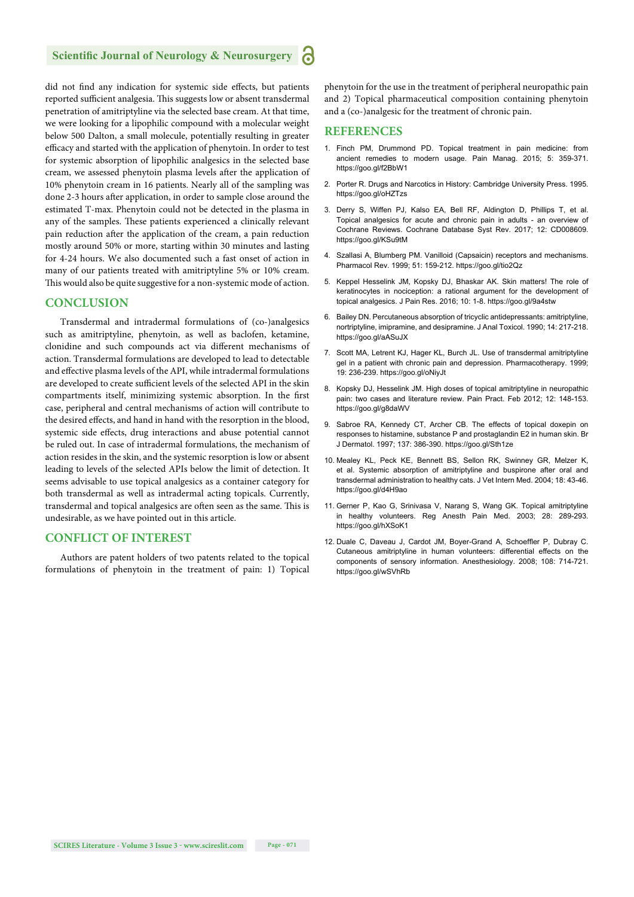did not find any indication for systemic side effects, but patients reported sufficient analgesia. This suggests low or absent transdermal penetration of amitriptyline via the selected base cream. At that time, we were looking for a lipophilic compound with a molecular weight below 500 Dalton, a small molecule, potentially resulting in greater efficacy and started with the application of phenytoin. In order to test for systemic absorption of lipophilic analgesics in the selected base cream, we assessed phenytoin plasma levels after the application of 10% phenytoin cream in 16 patients. Nearly all of the sampling was done 2-3 hours after application, in order to sample close around the estimated T-max. Phenytoin could not be detected in the plasma in any of the samples. These patients experienced a clinically relevant pain reduction after the application of the cream, a pain reduction mostly around 50% or more, starting within 30 minutes and lasting for 4-24 hours. We also documented such a fast onset of action in many of our patients treated with amitriptyline 5% or 10% cream. This would also be quite suggestive for a non-systemic mode of action.

## CONCLUSION

Transdermal and intradermal formulations of (co-)analgesics such as amitriptyline, phenytoin, as well as baclofen, ketamine, clonidine and such compounds act via different mechanisms of action. Transdermal formulations are developed to lead to detectable and effective plasma levels of the API, while intradermal formulations are developed to create sufficient levels of the selected API in the skin compartments itself, minimizing systemic absorption. In the first case, peripheral and central mechanisms of action will contribute to the desired effects, and hand in hand with the resorption in the blood, systemic side effects, drug interactions and abuse potential cannot be ruled out. In case of intradermal formulations, the mechanism of action resides in the skin, and the systemic resorption is low or absent leading to levels of the selected APIs below the limit of detection. It seems advisable to use topical analgesics as a container category for both transdermal as well as intradermal acting topicals. Currently, transdermal and topical analgesics are often seen as the same. This is undesirable, as we have pointed out in this article.

## CONFLICT OF INTEREST

Authors are patent holders of two patents related to the topical formulations of phenytoin in the treatment of pain: 1) Topical phenytoin for the use in the treatment of peripheral neuropathic pain and 2) Topical pharmaceutical composition containing phenytoin and a (co-)analgesic for the treatment of chronic pain.

## REFERENCES

1. Finch PM, Drummond PD. Topical treatment in pain medicine: from ancient remedies to modern usage. Pain Manag. 2015; 5: 359-371. https://goo.gl/f2BbW1
2. Porter R. Drugs and Narcotics in History: Cambridge University Press. 1995. https://goo.gl/oHZTzs
3. Derry S, Wiffen PJ, Kalso EA, Bell RF, Aldington D, Phillips T, et al. Topical analgesics for acute and chronic pain in adults - an overview of Cochrane Reviews. Cochrane Database Syst Rev. 2017; 12: CD008609. https://goo.gl/KSu9tM
4. Szallasi A, Blumberg PM. Vanilloid (Capsaicin) receptors and mechanisms. Pharmacol Rev. 1999; 51: 159-212. https://goo.gl/tio2Qz
5. Keppel Hesselink JM, Kopsky DJ, Bhaskar AK. Skin matters! The role of keratinocytes in nociception: a rational argument for the development of topical analgesics. J Pain Res. 2016; 10: 1-8. https://goo.gl/9a4stw
6. Bailey DN. Percutaneous absorption of tricyclic antidepressants: amitriptyline, nortriptyline, imipramine, and desipramine. J Anal Toxicol. 1990; 14: 217-218. https://goo.gl/aASuJX
7. Scott MA, Letrent KJ, Hager KL, Burch JL. Use of transdermal amitriptyline gel in a patient with chronic pain and depression. Pharmacotherapy. 1999; 19: 236-239. https://goo.gl/oNiyJt
8. Kopsky DJ, Hesselink JM. High doses of topical amitriptyline in neuropathic pain: two cases and literature review. Pain Pract. Feb 2012; 12: 148-153. https://goo.gl/g8daWV
9. Sabroe RA, Kennedy CT, Archer CB. The effects of topical doxepin on responses to histamine, substance P and prostaglandin E2 in human skin. Br J Dermatol. 1997; 137: 386-390. https://goo.gl/Sth1ze
10. Mealey KL, Peck KE, Bennett BS, Sellon RK, Swinney GR, Melzer K, et al. Systemic absorption of amitriptyline and buspirone after oral and transdermal administration to healthy cats. J Vet Intern Med. 2004; 18: 43-46. https://goo.gl/d4H9ao
11. Gerner P, Kao G, Srinivasa V, Narang S, Wang GK. Topical amitriptyline in healthy volunteers. Reg Anesth Pain Med. 2003; 28: 289-293. https://goo.gl/hXSoK1
12. Duale C, Daveau J, Cardot JM, Boyer-Grand A, Schoeffler P, Dubray C. Cutaneous amitriptyline in human volunteers: differential effects on the components of sensory information. Anesthesiology. 2008; 108: 714-721. https://goo.gl/wSVhRb